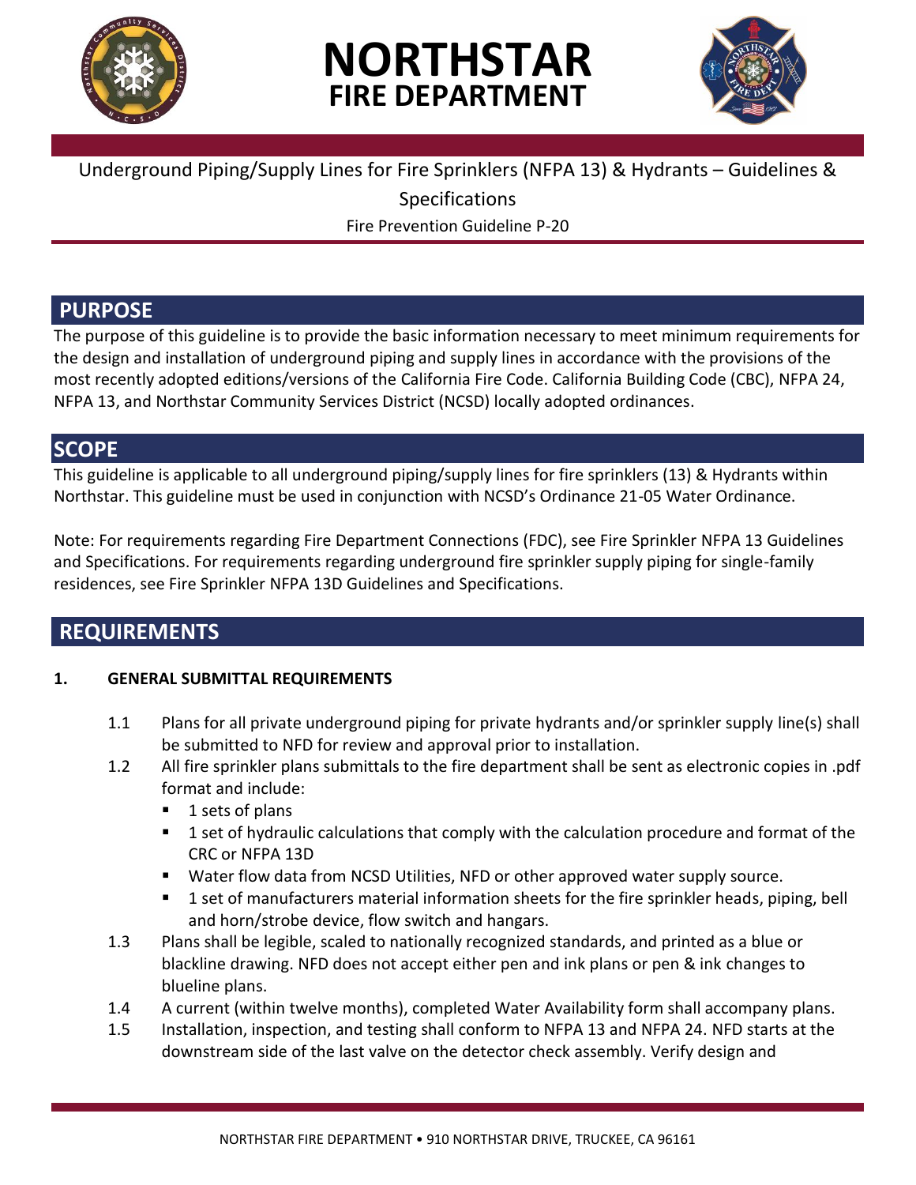# NORTHSTAR FIRE DEPARTMENT

Underground Piping/Supply Lines for Fire Sprinklers (NFPA 13) & Hydrants – Guidelines & Specifications

Fire Prevention Guideline P-20

## PURPOSE

The purpose of this guideline is to provide the basic information necessary to meet minimum requirements for the design and installation of underground piping and supply lines in accordance with the provisions of the most recently adopted editions/versions of the California Fire Code. California Building Code (CBC), NFPA 24, NFPA 13, and Northstar Community Services District (NCSD) locally adopted ordinances.

## SCOPE

This guideline is applicable to all underground piping/supply lines for fire sprinklers (13) & Hydrants within Northstar. This guideline must be used in conjunction with NCSD's Ordinance 21-05 Water Ordinance.

Note: For requirements regarding Fire Department Connections (FDC), see Fire Sprinkler NFPA 13 Guidelines and Specifications. For requirements regarding underground fire sprinkler supply piping for single-family residences, see Fire Sprinkler NFPA 13D Guidelines and Specifications.

## REQUIREMENTS

### 1. GENERAL SUBMITTAL REQUIREMENTS

1.1 Plans for all private underground piping for private hydrants and/or sprinkler supply line(s) shall be submitted to NFD for review and approval prior to installation.

1.2 All fire sprinkler plans submittals to the fire department shall be sent as electronic copies in .pdf format and include:

- 1 sets of plans
- 1 set of hydraulic calculations that comply with the calculation procedure and format of the CRC or NFPA 13D
- Water flow data from NCSD Utilities, NFD or other approved water supply source.
- 1 set of manufacturers material information sheets for the fire sprinkler heads, piping, bell and horn/strobe device, flow switch and hangars.

1.3 Plans shall be legible, scaled to nationally recognized standards, and printed as a blue or blackline drawing. NFD does not accept either pen and ink plans or pen & ink changes to blueline plans.

1.4 A current (within twelve months), completed Water Availability form shall accompany plans.

1.5 Installation, inspection, and testing shall conform to NFPA 13 and NFPA 24. NFD starts at the downstream side of the last valve on the detector check assembly. Verify design and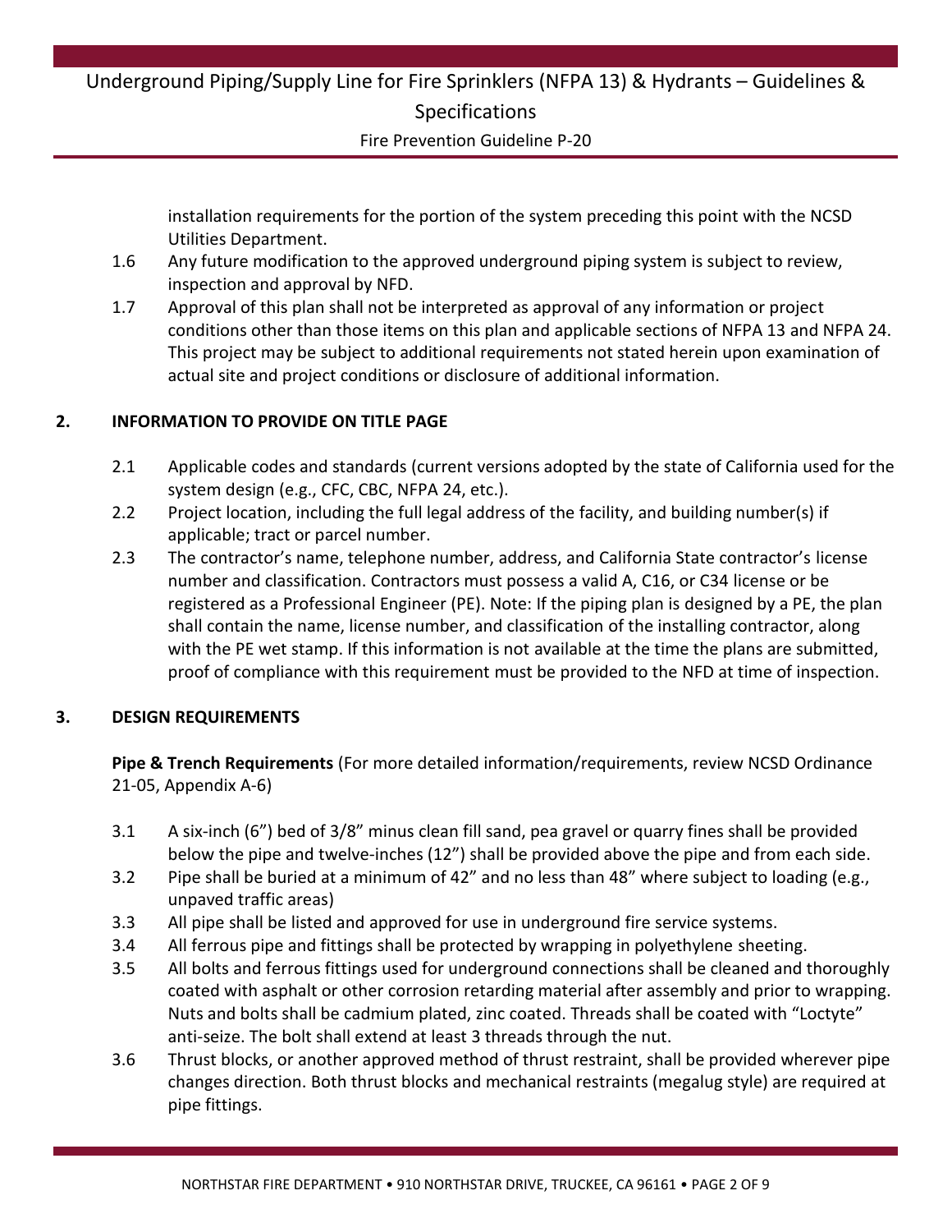installation requirements for the portion of the system preceding this point with the NCSD Utilities Department.

1.6 Any future modification to the approved underground piping system is subject to review, inspection and approval by NFD.

1.7 Approval of this plan shall not be interpreted as approval of any information or project conditions other than those items on this plan and applicable sections of NFPA 13 and NFPA 24. This project may be subject to additional requirements not stated herein upon examination of actual site and project conditions or disclosure of additional information.

## 2. INFORMATION TO PROVIDE ON TITLE PAGE

2.1 Applicable codes and standards (current versions adopted by the state of California used for the system design (e.g., CFC, CBC, NFPA 24, etc.).

2.2 Project location, including the full legal address of the facility, and building number(s) if applicable; tract or parcel number.

2.3 The contractor's name, telephone number, address, and California State contractor's license number and classification. Contractors must possess a valid A, C16, or C34 license or be registered as a Professional Engineer (PE). Note: If the piping plan is designed by a PE, the plan shall contain the name, license number, and classification of the installing contractor, along with the PE wet stamp. If this information is not available at the time the plans are submitted, proof of compliance with this requirement must be provided to the NFD at time of inspection.

## 3. DESIGN REQUIREMENTS

**Pipe & Trench Requirements** (For more detailed information/requirements, review NCSD Ordinance 21-05, Appendix A-6)

3.1 A six-inch (6") bed of 3/8" minus clean fill sand, pea gravel or quarry fines shall be provided below the pipe and twelve-inches (12") shall be provided above the pipe and from each side.

3.2 Pipe shall be buried at a minimum of 42" and no less than 48" where subject to loading (e.g., unpaved traffic areas)

3.3 All pipe shall be listed and approved for use in underground fire service systems.

3.4 All ferrous pipe and fittings shall be protected by wrapping in polyethylene sheeting.

3.5 All bolts and ferrous fittings used for underground connections shall be cleaned and thoroughly coated with asphalt or other corrosion retarding material after assembly and prior to wrapping. Nuts and bolts shall be cadmium plated, zinc coated. Threads shall be coated with "Loctyte" anti-seize. The bolt shall extend at least 3 threads through the nut.

3.6 Thrust blocks, or another approved method of thrust restraint, shall be provided wherever pipe changes direction. Both thrust blocks and mechanical restraints (megalug style) are required at pipe fittings.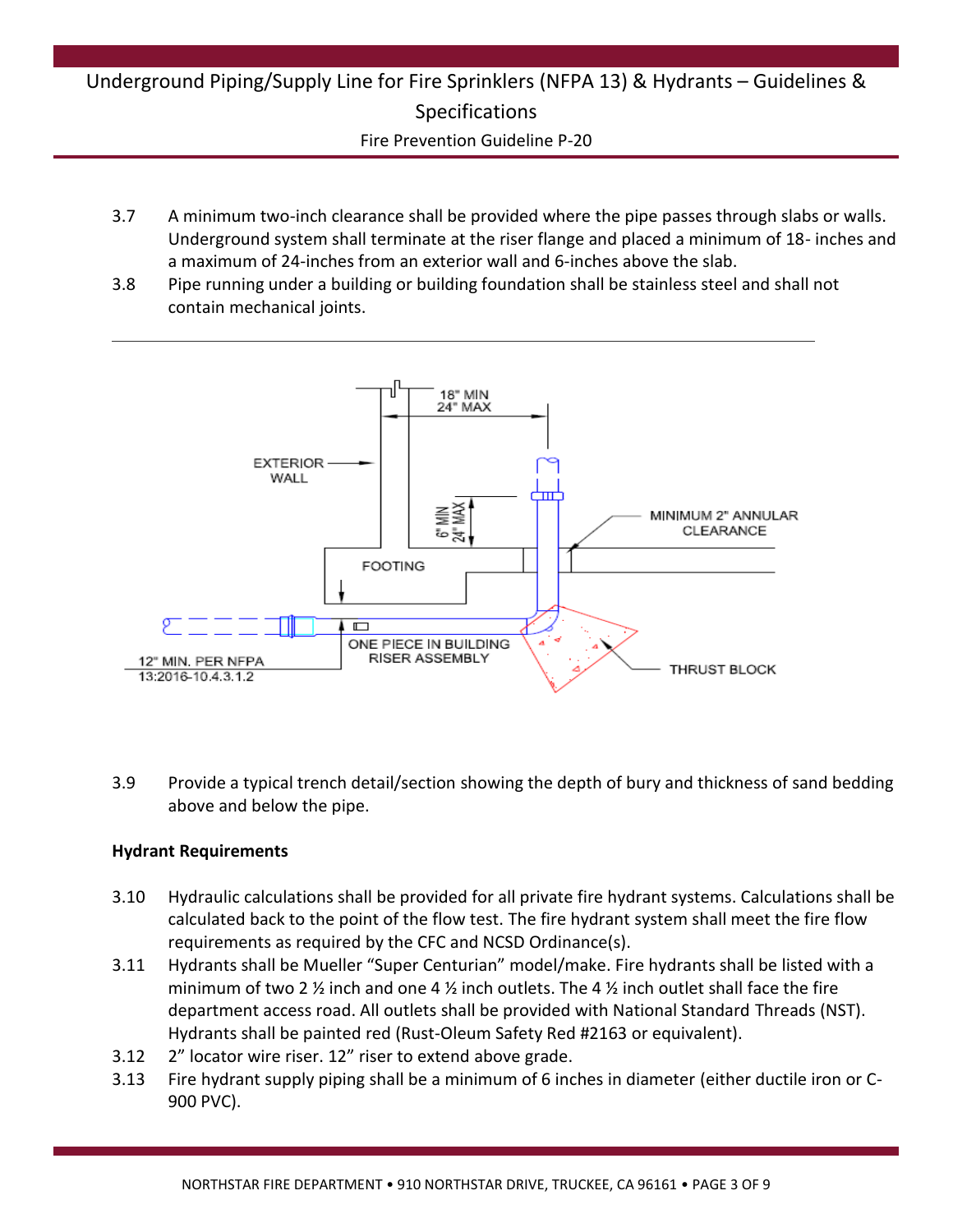3.7 A minimum two-inch clearance shall be provided where the pipe passes through slabs or walls. Underground system shall terminate at the riser flange and placed a minimum of 18- inches and a maximum of 24-inches from an exterior wall and 6-inches above the slab.

3.8 Pipe running under a building or building foundation shall be stainless steel and shall not contain mechanical joints.

---

18" MIN
24" MAX

EXTERIOR WALL

6" MIN
24" MAX

MINIMUM 2" ANNULAR CLEARANCE

FOOTING

ONE PIECE IN BUILDING RISER ASSEMBLY

THRUST BLOCK

12" MIN. PER NFPA 13:2016-10.4.3.1.2

3.9 Provide a typical trench detail/section showing the depth of bury and thickness of sand bedding above and below the pipe.

**Hydrant Requirements**

3.10 Hydraulic calculations shall be provided for all private fire hydrant systems. Calculations shall be calculated back to the point of the flow test. The fire hydrant system shall meet the fire flow requirements as required by the CFC and NCSD Ordinance(s).

3.11 Hydrants shall be Mueller "Super Centurian" model/make. Fire hydrants shall be listed with a minimum of two 2 ½ inch and one 4 ½ inch outlets. The 4 ½ inch outlet shall face the fire department access road. All outlets shall be provided with National Standard Threads (NST). Hydrants shall be painted red (Rust-Oleum Safety Red #2163 or equivalent).

3.12 2" locator wire riser. 12" riser to extend above grade.

3.13 Fire hydrant supply piping shall be a minimum of 6 inches in diameter (either ductile iron or C-900 PVC).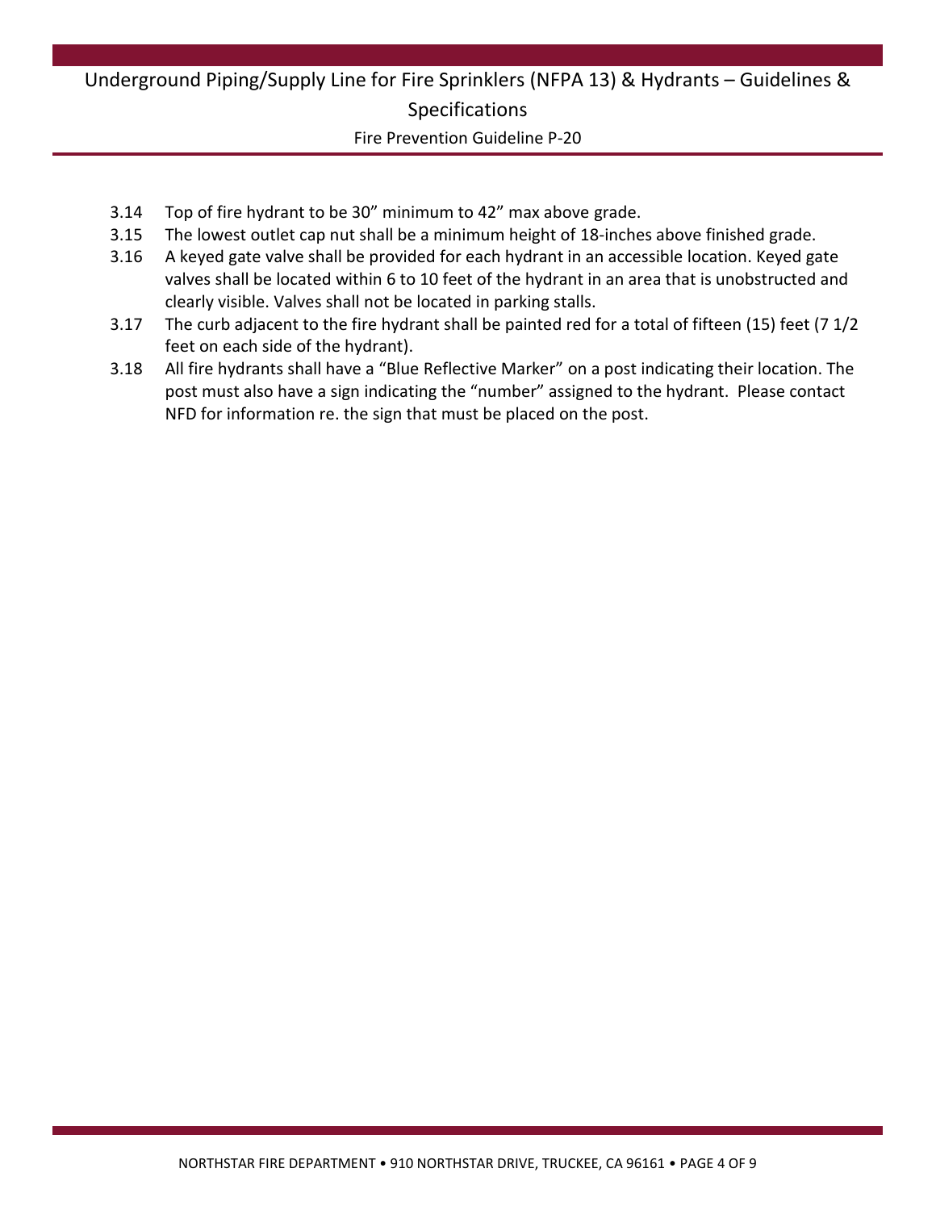3.14 Top of fire hydrant to be 30” minimum to 42” max above grade.

3.15 The lowest outlet cap nut shall be a minimum height of 18-inches above finished grade.

3.16 A keyed gate valve shall be provided for each hydrant in an accessible location. Keyed gate valves shall be located within 6 to 10 feet of the hydrant in an area that is unobstructed and clearly visible. Valves shall not be located in parking stalls.

3.17 The curb adjacent to the fire hydrant shall be painted red for a total of fifteen (15) feet (7 1/2 feet on each side of the hydrant).

3.18 All fire hydrants shall have a “Blue Reflective Marker” on a post indicating their location. The post must also have a sign indicating the “number” assigned to the hydrant. Please contact NFD for information re. the sign that must be placed on the post.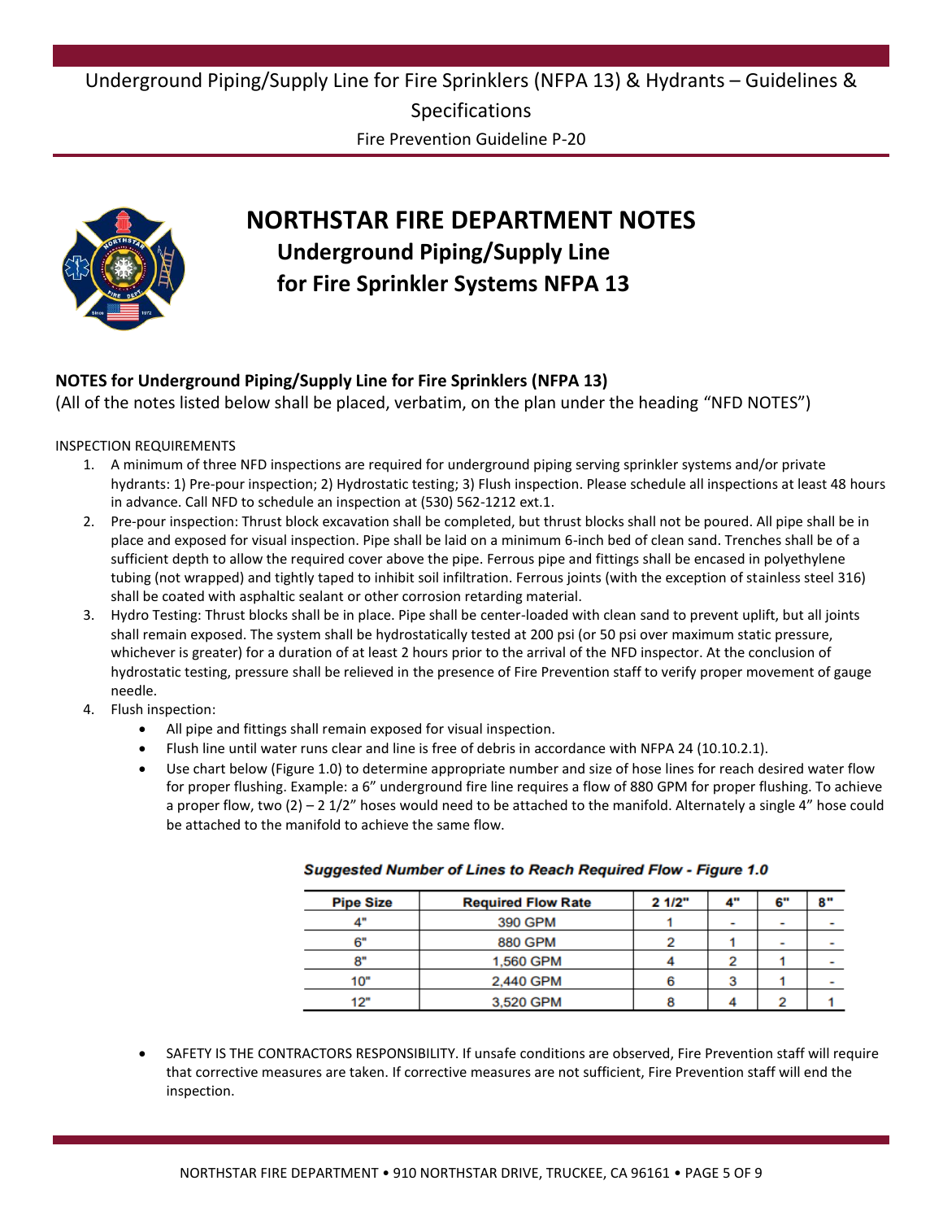# NORTHSTAR FIRE DEPARTMENT NOTES

## Underground Piping/Supply Line for Fire Sprinkler Systems NFPA 13

**NOTES for Underground Piping/Supply Line for Fire Sprinklers (NFPA 13)**

(All of the notes listed below shall be placed, verbatim, on the plan under the heading "NFD NOTES")

INSPECTION REQUIREMENTS

1. A minimum of three NFD inspections are required for underground piping serving sprinkler systems and/or private hydrants: 1) Pre-pour inspection; 2) Hydrostatic testing; 3) Flush inspection. Please schedule all inspections at least 48 hours in advance. Call NFD to schedule an inspection at (530) 562-1212 ext.1.
2. Pre-pour inspection: Thrust block excavation shall be completed, but thrust blocks shall not be poured. All pipe shall be in place and exposed for visual inspection. Pipe shall be laid on a minimum 6-inch bed of clean sand. Trenches shall be of a sufficient depth to allow the required cover above the pipe. Ferrous pipe and fittings shall be encased in polyethylene tubing (not wrapped) and tightly taped to inhibit soil infiltration. Ferrous joints (with the exception of stainless steel 316) shall be coated with asphaltic sealant or other corrosion retarding material.
3. Hydro Testing: Thrust blocks shall be in place. Pipe shall be center-loaded with clean sand to prevent uplift, but all joints shall remain exposed. The system shall be hydrostatically tested at 200 psi (or 50 psi over maximum static pressure, whichever is greater) for a duration of at least 2 hours prior to the arrival of the NFD inspector. At the conclusion of hydrostatic testing, pressure shall be relieved in the presence of Fire Prevention staff to verify proper movement of gauge needle.
4. Flush inspection:
   - All pipe and fittings shall remain exposed for visual inspection.
   - Flush line until water runs clear and line is free of debris in accordance with NFPA 24 (10.10.2.1).
   - Use chart below (Figure 1.0) to determine appropriate number and size of hose lines for reach desired water flow for proper flushing. Example: a 6" underground fire line requires a flow of 880 GPM for proper flushing. To achieve a proper flow, two (2) – 2 1/2" hoses would need to be attached to the manifold. Alternately a single 4" hose could be attached to the manifold to achieve the same flow.

***Suggested Number of Lines to Reach Required Flow - Figure 1.0***

| Pipe Size | Required Flow Rate | 2 1/2" | 4" | 6" | 8" |
|---|---|---|---|---|---|
| 4" | 390 GPM | 1 | - | - | - |
| 6" | 880 GPM | 2 | 1 | - | - |
| 8" | 1,560 GPM | 4 | 2 | 1 | - |
| 10" | 2,440 GPM | 6 | 3 | 1 | - |
| 12" | 3,520 GPM | 8 | 4 | 2 | 1 |

- SAFETY IS THE CONTRACTORS RESPONSIBILITY. If unsafe conditions are observed, Fire Prevention staff will require that corrective measures are taken. If corrective measures are not sufficient, Fire Prevention staff will end the inspection.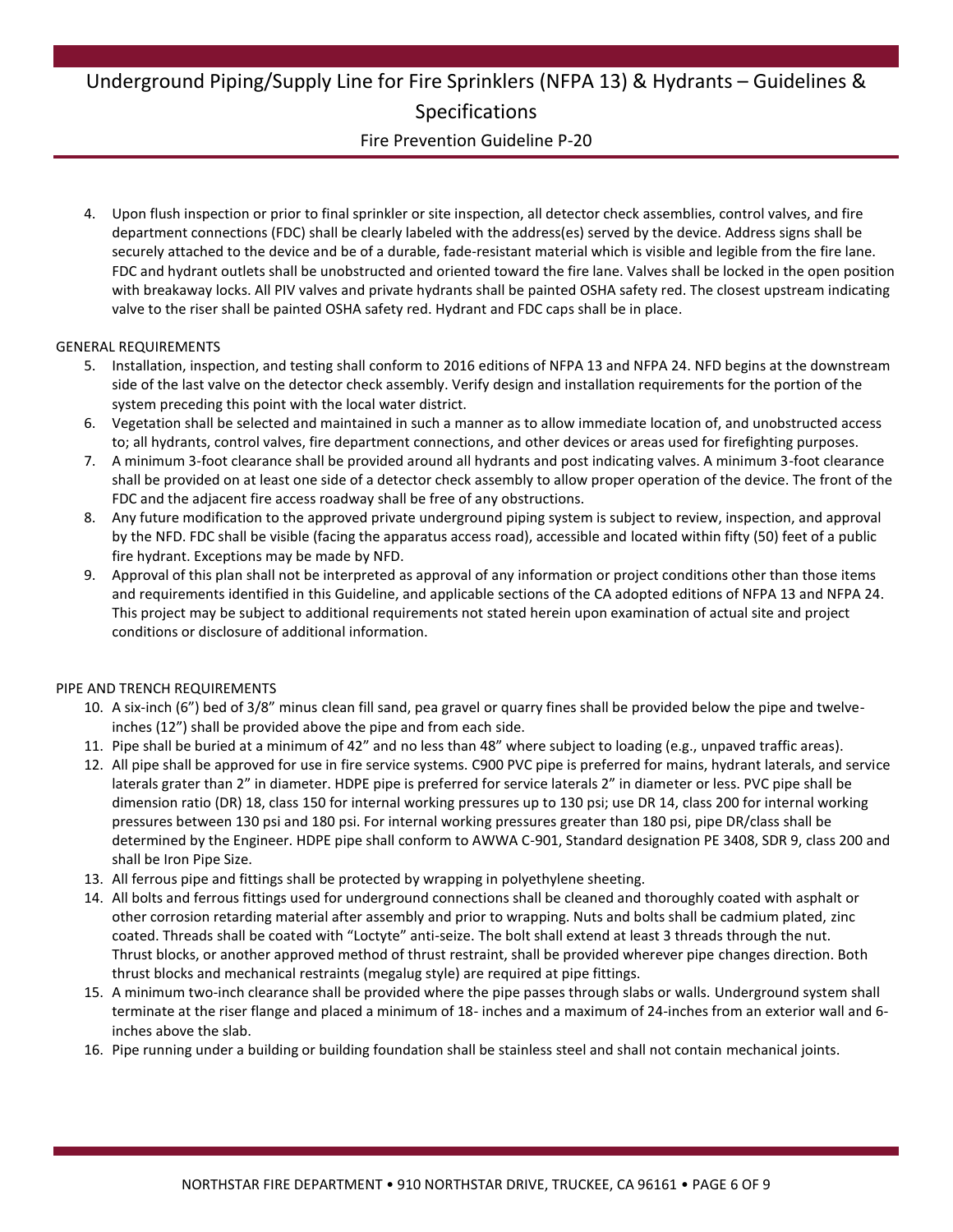4. Upon flush inspection or prior to final sprinkler or site inspection, all detector check assemblies, control valves, and fire department connections (FDC) shall be clearly labeled with the address(es) served by the device. Address signs shall be securely attached to the device and be of a durable, fade-resistant material which is visible and legible from the fire lane. FDC and hydrant outlets shall be unobstructed and oriented toward the fire lane. Valves shall be locked in the open position with breakaway locks. All PIV valves and private hydrants shall be painted OSHA safety red. The closest upstream indicating valve to the riser shall be painted OSHA safety red. Hydrant and FDC caps shall be in place.

GENERAL REQUIREMENTS

5. Installation, inspection, and testing shall conform to 2016 editions of NFPA 13 and NFPA 24. NFD begins at the downstream side of the last valve on the detector check assembly. Verify design and installation requirements for the portion of the system preceding this point with the local water district.
6. Vegetation shall be selected and maintained in such a manner as to allow immediate location of, and unobstructed access to; all hydrants, control valves, fire department connections, and other devices or areas used for firefighting purposes.
7. A minimum 3-foot clearance shall be provided around all hydrants and post indicating valves. A minimum 3-foot clearance shall be provided on at least one side of a detector check assembly to allow proper operation of the device. The front of the FDC and the adjacent fire access roadway shall be free of any obstructions.
8. Any future modification to the approved private underground piping system is subject to review, inspection, and approval by the NFD. FDC shall be visible (facing the apparatus access road), accessible and located within fifty (50) feet of a public fire hydrant. Exceptions may be made by NFD.
9. Approval of this plan shall not be interpreted as approval of any information or project conditions other than those items and requirements identified in this Guideline, and applicable sections of the CA adopted editions of NFPA 13 and NFPA 24. This project may be subject to additional requirements not stated herein upon examination of actual site and project conditions or disclosure of additional information.

PIPE AND TRENCH REQUIREMENTS

10. A six-inch (6") bed of 3/8" minus clean fill sand, pea gravel or quarry fines shall be provided below the pipe and twelve-inches (12") shall be provided above the pipe and from each side.
11. Pipe shall be buried at a minimum of 42" and no less than 48" where subject to loading (e.g., unpaved traffic areas).
12. All pipe shall be approved for use in fire service systems. C900 PVC pipe is preferred for mains, hydrant laterals, and service laterals grater than 2" in diameter. HDPE pipe is preferred for service laterals 2" in diameter or less. PVC pipe shall be dimension ratio (DR) 18, class 150 for internal working pressures up to 130 psi; use DR 14, class 200 for internal working pressures between 130 psi and 180 psi. For internal working pressures greater than 180 psi, pipe DR/class shall be determined by the Engineer. HDPE pipe shall conform to AWWA C-901, Standard designation PE 3408, SDR 9, class 200 and shall be Iron Pipe Size.
13. All ferrous pipe and fittings shall be protected by wrapping in polyethylene sheeting.
14. All bolts and ferrous fittings used for underground connections shall be cleaned and thoroughly coated with asphalt or other corrosion retarding material after assembly and prior to wrapping. Nuts and bolts shall be cadmium plated, zinc coated. Threads shall be coated with "Loctyte" anti-seize. The bolt shall extend at least 3 threads through the nut. Thrust blocks, or another approved method of thrust restraint, shall be provided wherever pipe changes direction. Both thrust blocks and mechanical restraints (megalug style) are required at pipe fittings.
15. A minimum two-inch clearance shall be provided where the pipe passes through slabs or walls. Underground system shall terminate at the riser flange and placed a minimum of 18- inches and a maximum of 24-inches from an exterior wall and 6-inches above the slab.
16. Pipe running under a building or building foundation shall be stainless steel and shall not contain mechanical joints.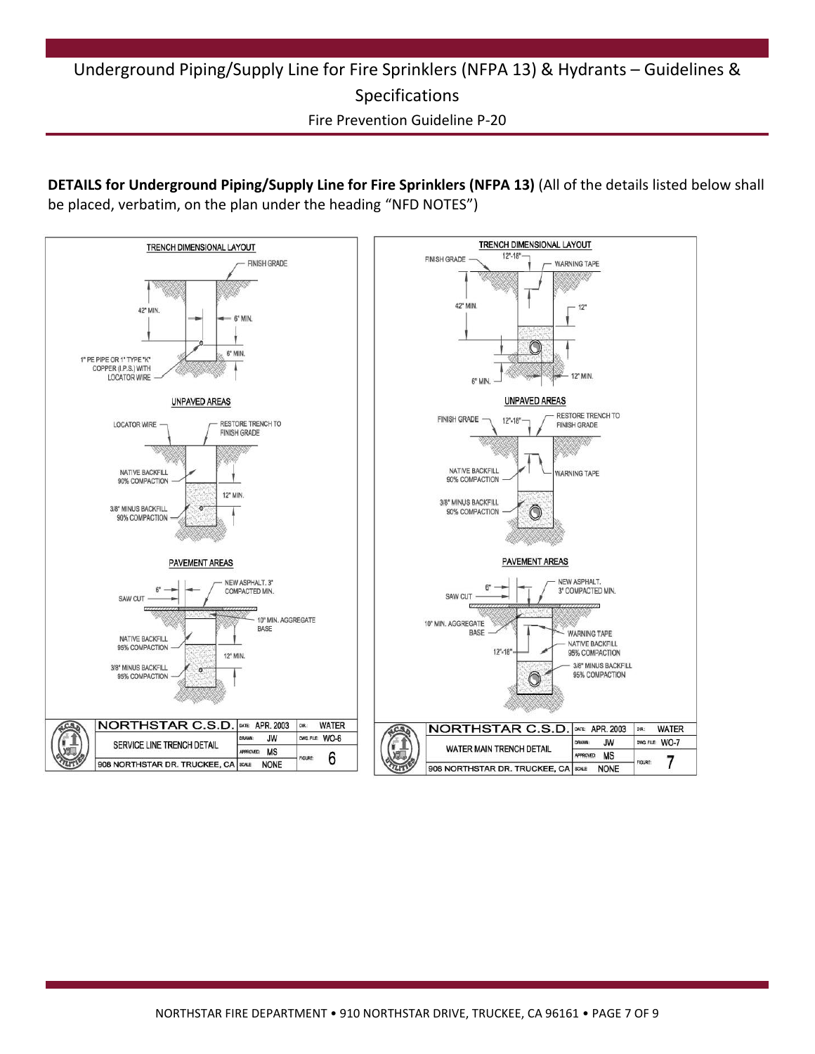**DETAILS for Underground Piping/Supply Line for Fire Sprinklers (NFPA 13)** (All of the details listed below shall be placed, verbatim, on the plan under the heading "NFD NOTES")

TRENCH DIMENSIONAL LAYOUT

FINISH GRADE

42" MIN.

6" MIN.

6" MIN.

1" PE PIPE OR 1" TYPE "K" COPPER (I.P.S.) WITH LOCATOR WIRE

UNPAVED AREAS

LOCATOR WIRE

RESTORE TRENCH TO FINISH GRADE

NATIVE BACKFILL 90% COMPACTION

12" MIN.

3/8" MINUS BACKFILL 90% COMPACTION

PAVEMENT AREAS

SAW CUT

6"

NEW ASPHALT, 3" COMPACTED MIN.

10" MIN. AGGREGATE BASE

NATIVE BACKFILL 95% COMPACTION

12" MIN.

3/8" MINUS BACKFILL 95% COMPACTION

| NORTHSTAR C.S.D. | DATE: APR. 2003 | DIR: WATER |
|---|---|---|
| SERVICE LINE TRENCH DETAIL | DRAWN: JW | DWG. FILE: WO-6 |
| | APPROVED: MS | FIGURE: 6 |
| 908 NORTHSTAR DR. TRUCKEE, CA | SCALE: NONE | |

TRENCH DIMENSIONAL LAYOUT

FINISH GRADE

12"-18"

WARNING TAPE

42" MIN.

12"

6" MIN.

12" MIN.

UNPAVED AREAS

FINISH GRADE

12"-18"

RESTORE TRENCH TO FINISH GRADE

NATIVE BACKFILL 90% COMPACTION

WARNING TAPE

3/8" MINUS BACKFILL 90% COMPACTION

PAVEMENT AREAS

SAW CUT

6"

NEW ASPHALT, 3" COMPACTED MIN.

10" MIN. AGGREGATE BASE

WARNING TAPE

NATIVE BACKFILL 95% COMPACTION

12"-18"

3/8" MINUS BACKFILL 95% COMPACTION

| NORTHSTAR C.S.D. | DATE: APR. 2003 | DIR: WATER |
|---|---|---|
| WATER MAIN TRENCH DETAIL | DRAWN: JW | DWG. FILE: WO-7 |
| | APPROVED: MS | FIGURE: 7 |
| 908 NORTHSTAR DR. TRUCKEE, CA | SCALE: NONE | |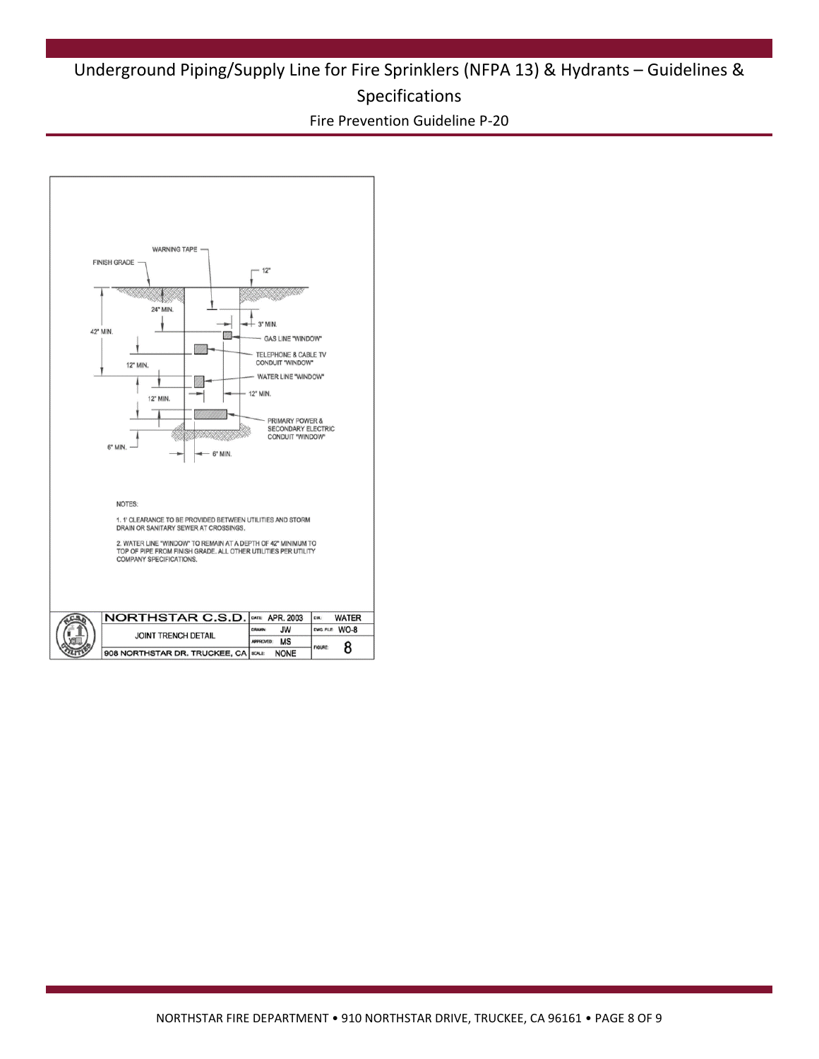WARNING TAPE

FINISH GRADE

12"

24" MIN.

3" MIN.

42" MIN.

GAS LINE "WINDOW"

TELEPHONE & CABLE TV CONDUIT "WINDOW"

12" MIN.

WATER LINE "WINDOW"

12" MIN.

12" MIN.

PRIMARY POWER & SECONDARY ELECTRIC CONDUIT "WINDOW"

6" MIN.

6" MIN.

NOTES:

1. 1' CLEARANCE TO BE PROVIDED BETWEEN UTILITIES AND STORM DRAIN OR SANITARY SEWER AT CROSSINGS.

2. WATER LINE "WINDOW" TO REMAIN AT A DEPTH OF 42" MINIMUM TO TOP OF PIPE FROM FINISH GRADE. ALL OTHER UTILITIES PER UTILITY COMPANY SPECIFICATIONS.

| NORTHSTAR C.S.D. | DATE: APR. 2003 | DR.: WATER |
|---|---|---|
| JOINT TRENCH DETAIL | DRAWN: JW | DWG. FILE: WO-8 |
| | APPROVED: MS | FIGURE: 8 |
| 908 NORTHSTAR DR. TRUCKEE, CA | SCALE: NONE | |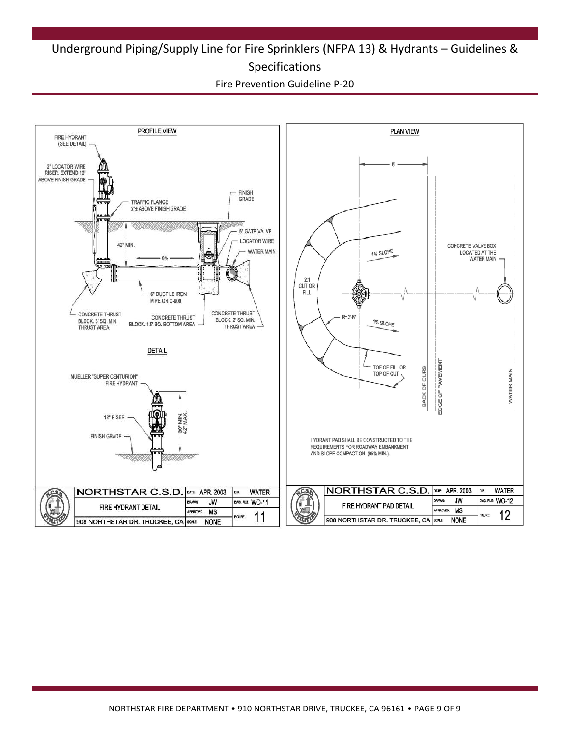PROFILE VIEW

FIRE HYDRANT (SEE DETAIL)

2" LOCATOR WIRE RISER. EXTEND 12" ABOVE FINISH GRADE

TRAFFIC FLANGE 2"± ABOVE FINISH GRADE

FINISH GRADE

6" GATE VALVE

LOCATOR WIRE

WATER MAIN

42" MIN.

0%

6" DUCTILE IRON PIPE OR C-900

CONCRETE THRUST BLOCK. 3' SQ. MIN. THRUST AREA

CONCRETE THRUST BLOCK. 1.5' SQ. BOTTOM AREA

CONCRETE THRUST BLOCK. 2' SQ. MIN. THRUST AREA

DETAIL

MUELLER "SUPER CENTURION" FIRE HYDRANT

12" RISER

FINISH GRADE

30" MIN. 42" MAX.

| NORTHSTAR C.S.D. | DATE: APR. 2003 | DIR: WATER |
|---|---|---|
| FIRE HYDRANT DETAIL | DRAWN: JW | DWG FILE: WO-11 |
| | APPROVED: MS | FIGURE: 11 |
| 908 NORTHSTAR DR. TRUCKEE, CA | SCALE: NONE | |

PLAN VIEW

6'

1% SLOPE

2:1 CUT OR FILL

R=2'-6"

1% SLOPE

TOE OF FILL OR TOP OF CUT

BACK OF CURB

EDGE OF PAVEMENT

CONCRETE VALVE BOX LOCATED AT THE WATER MAIN

WATER MAIN

HYDRANT PAD SHALL BE CONSTRUCTED TO THE REQUIREMENTS FOR ROADWAY EMBANKMENT AND SLOPE COMPACTION. (95% MIN.).

| NORTHSTAR C.S.D. | DATE: APR. 2003 | DIR: WATER |
|---|---|---|
| FIRE HYDRANT PAD DETAIL | DRAWN: JW | DWG FILE: WO-12 |
| | APPROVED: MS | FIGURE: 12 |
| 908 NORTHSTAR DR. TRUCKEE, CA | SCALE: NONE | |